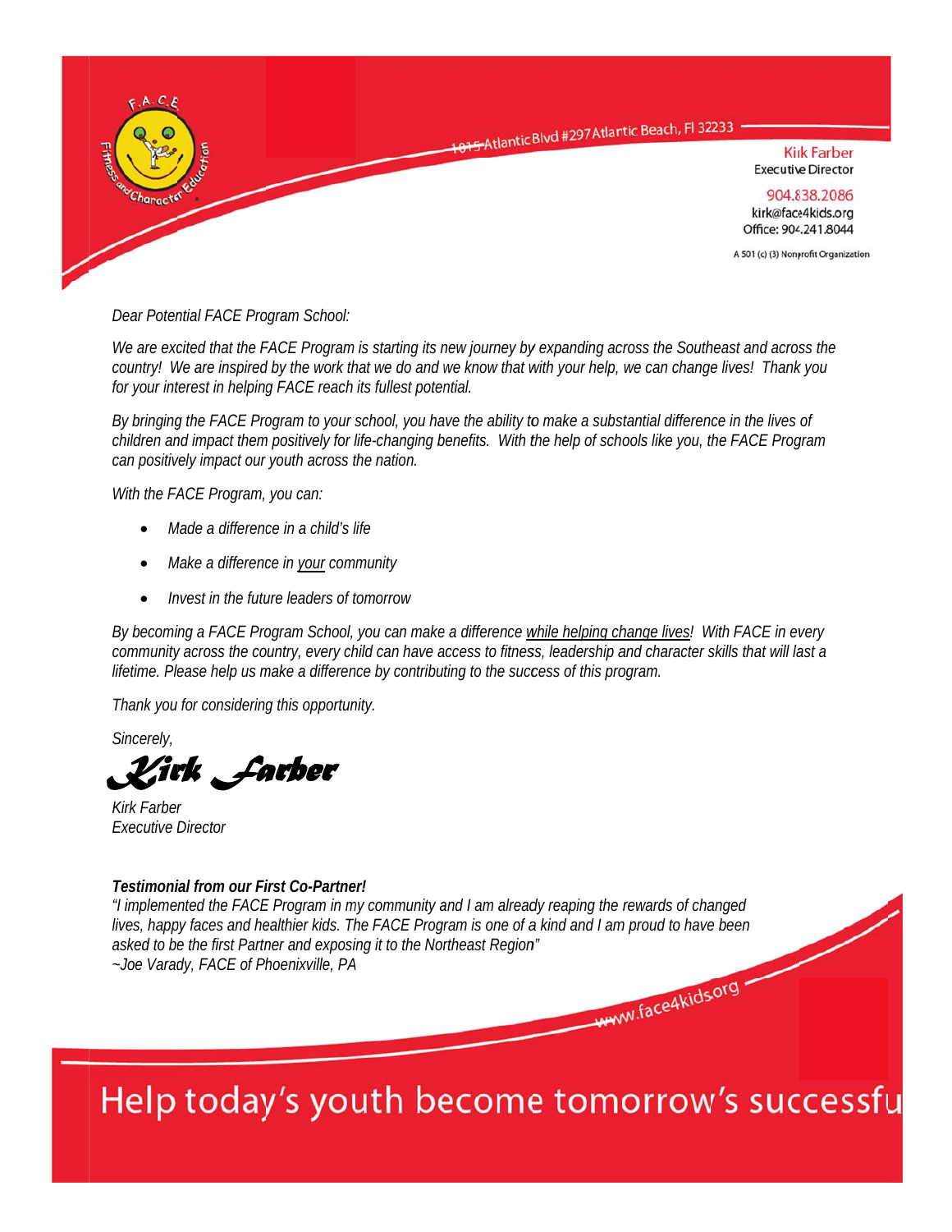F.A.C.E. Fitness and Character Education

1015 Atlantic Blvd #297 Atlantic Beach, Fl 32233

Kirk Farber
Executive Director
904.838.2086
kirk@face4kids.org
Office: 904.241.8044

A 501 (c) (3) Nonprofit Organization

*Dear Potential FACE Program School:*

*We are excited that the FACE Program is starting its new journey by expanding across the Southeast and across the country! We are inspired by the work that we do and we know that with your help, we can change lives! Thank you for your interest in helping FACE reach its fullest potential.*

*By bringing the FACE Program to your school, you have the ability to make a substantial difference in the lives of children and impact them positively for life-changing benefits. With the help of schools like you, the FACE Program can positively impact our youth across the nation.*

*With the FACE Program, you can:*

- *Made a difference in a child's life*
- *Make a difference in your community*
- *Invest in the future leaders of tomorrow*

*By becoming a FACE Program School, you can make a difference while helping change lives! With FACE in every community across the country, every child can have access to fitness, leadership and character skills that will last a lifetime. Please help us make a difference by contributing to the success of this program.*

*Thank you for considering this opportunity.*

*Sincerely,*

*Kirk Farber*

*Kirk Farber*
*Executive Director*

***Testimonial from our First Co-Partner!***
*"I implemented the FACE Program in my community and I am already reaping the rewards of changed lives, happy faces and healthier kids. The FACE Program is one of a kind and I am proud to have been asked to be the first Partner and exposing it to the Northeast Region"*
*~Joe Varady, FACE of Phoenixville, PA*

www.face4kids.org

Help today's youth become tomorrow's successfu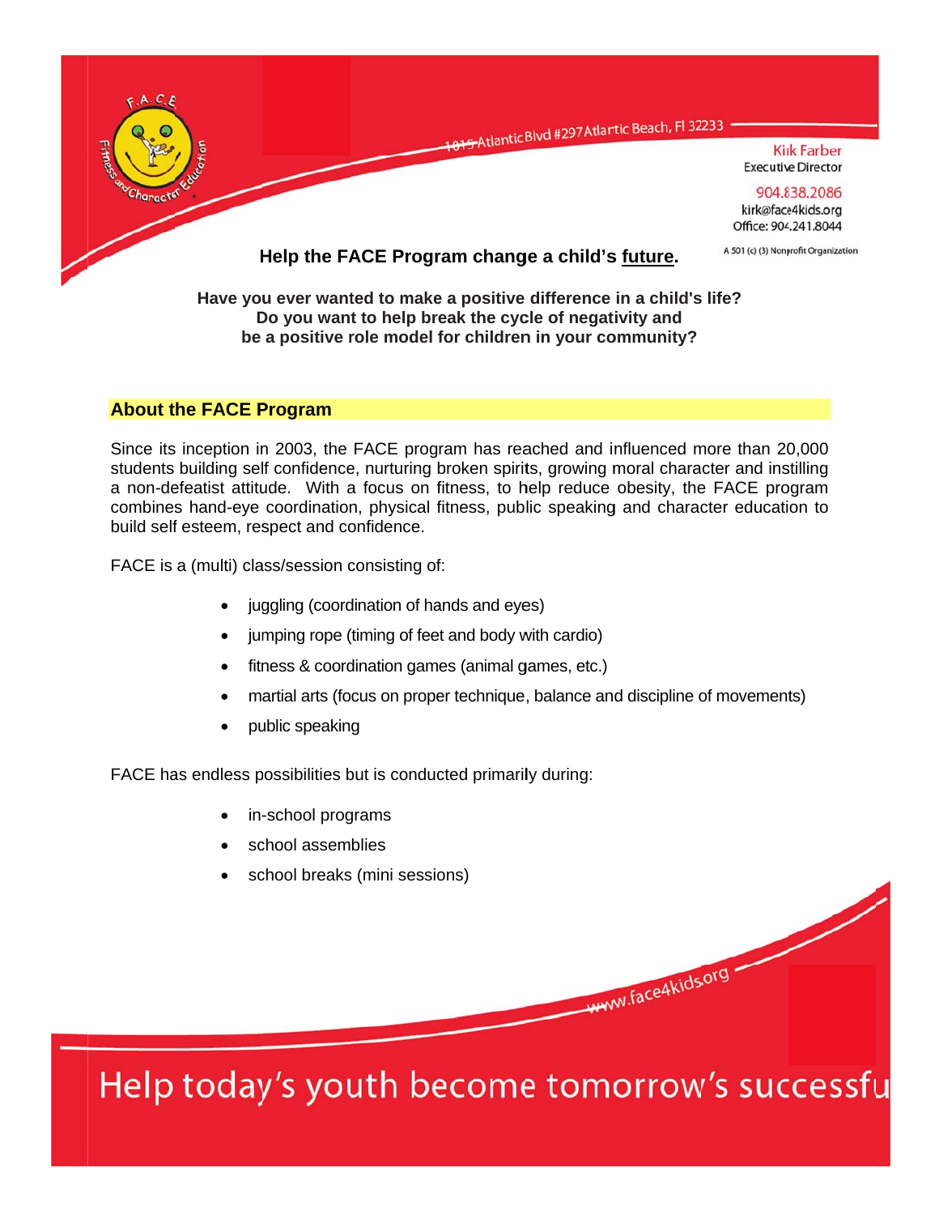F.A.C.E. Fitness and Character Education

1015 Atlantic Blvd #297 Atlantic Beach, Fl 32233

Kirk Farber
Executive Director

904.838.2086
kirk@face4kids.org
Office: 904.241.8044

A 501 (c) (3) Nonprofit Organization

**Help the FACE Program change a child's future.**

**Have you ever wanted to make a positive difference in a child's life?**
**Do you want to help break the cycle of negativity and**
**be a positive role model for children in your community?**

## About the FACE Program

Since its inception in 2003, the FACE program has reached and influenced more than 20,000 students building self confidence, nurturing broken spirits, growing moral character and instilling a non-defeatist attitude. With a focus on fitness, to help reduce obesity, the FACE program combines hand-eye coordination, physical fitness, public speaking and character education to build self esteem, respect and confidence.

FACE is a (multi) class/session consisting of:

- juggling (coordination of hands and eyes)
- jumping rope (timing of feet and body with cardio)
- fitness & coordination games (animal games, etc.)
- martial arts (focus on proper technique, balance and discipline of movements)
- public speaking

FACE has endless possibilities but is conducted primarily during:

- in-school programs
- school assemblies
- school breaks (mini sessions)

www.face4kids.org

Help today's youth become tomorrow's successfu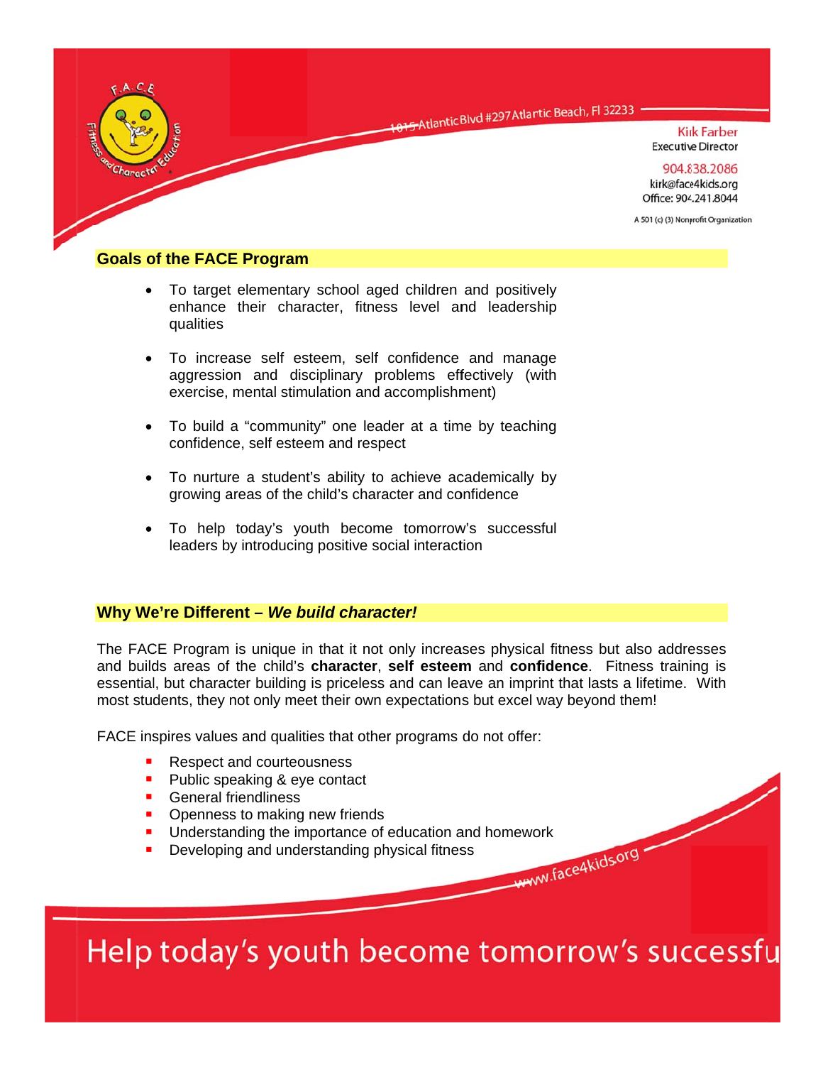## Goals of the FACE Program

- To target elementary school aged children and positively enhance their character, fitness level and leadership qualities
- To increase self esteem, self confidence and manage aggression and disciplinary problems effectively (with exercise, mental stimulation and accomplishment)
- To build a "community" one leader at a time by teaching confidence, self esteem and respect
- To nurture a student's ability to achieve academically by growing areas of the child's character and confidence
- To help today's youth become tomorrow's successful leaders by introducing positive social interaction

## Why We're Different – *We build character!*

The FACE Program is unique in that it not only increases physical fitness but also addresses and builds areas of the child's **character**, **self esteem** and **confidence**. Fitness training is essential, but character building is priceless and can leave an imprint that lasts a lifetime. With most students, they not only meet their own expectations but excel way beyond them!

FACE inspires values and qualities that other programs do not offer:

- Respect and courteousness
- Public speaking & eye contact
- General friendliness
- Openness to making new friends
- Understanding the importance of education and homework
- Developing and understanding physical fitness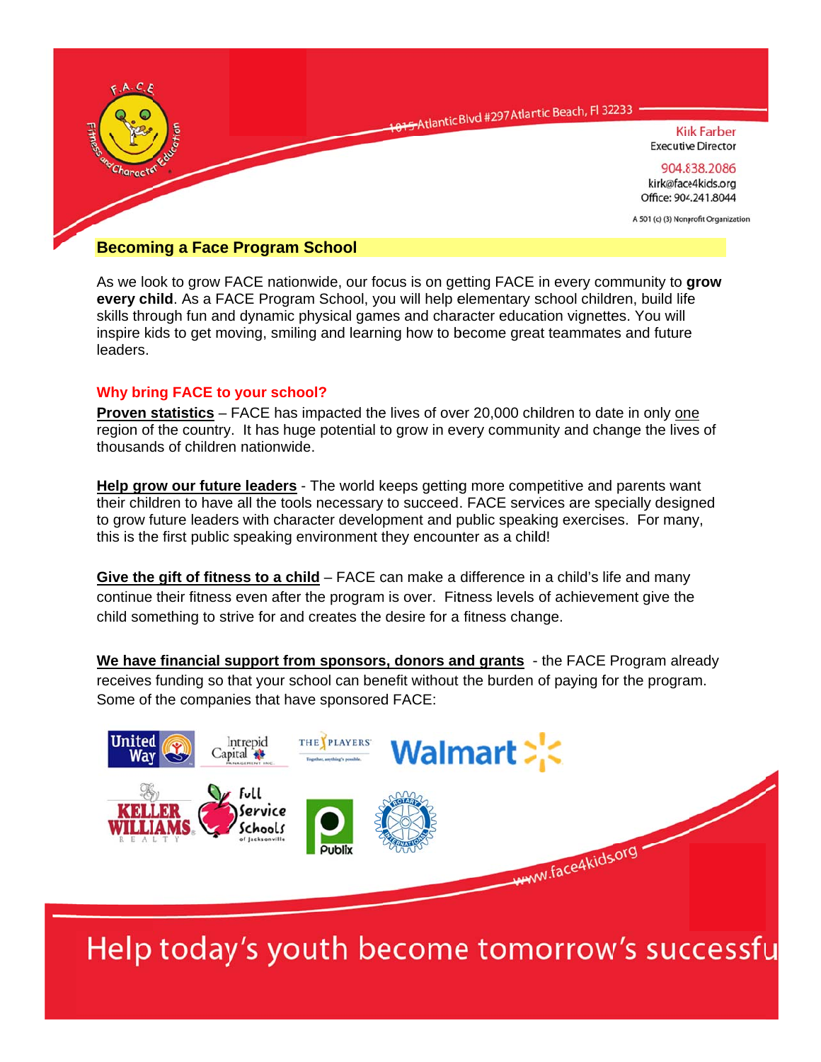F.A.C.E. Fitness and Character Education

1015 Atlantic Blvd #297 Atlantic Beach, Fl 32233

Kirk Farber
Executive Director
904.838.2086
kirk@face4kids.org
Office: 904.241.8044

A 501 (c) (3) Nonprofit Organization

## Becoming a Face Program School

As we look to grow FACE nationwide, our focus is on getting FACE in every community to **grow every child**. As a FACE Program School, you will help elementary school children, build life skills through fun and dynamic physical games and character education vignettes. You will inspire kids to get moving, smiling and learning how to become great teammates and future leaders.

### Why bring FACE to your school?

**Proven statistics** – FACE has impacted the lives of over 20,000 children to date in only one region of the country. It has huge potential to grow in every community and change the lives of thousands of children nationwide.

**Help grow our future leaders** - The world keeps getting more competitive and parents want their children to have all the tools necessary to succeed. FACE services are specially designed to grow future leaders with character development and public speaking exercises. For many, this is the first public speaking environment they encounter as a child!

**Give the gift of fitness to a child** – FACE can make a difference in a child's life and many continue their fitness even after the program is over. Fitness levels of achievement give the child something to strive for and creates the desire for a fitness change.

**We have financial support from sponsors, donors and grants** - the FACE Program already receives funding so that your school can benefit without the burden of paying for the program. Some of the companies that have sponsored FACE:

United Way
Intrepid Capital Management Inc.
The Players
Walmart
Keller Williams Realty
Full Service Schools of Jacksonville
Publix
Rotary International

www.face4kids.org

Help today's youth become tomorrow's successfu